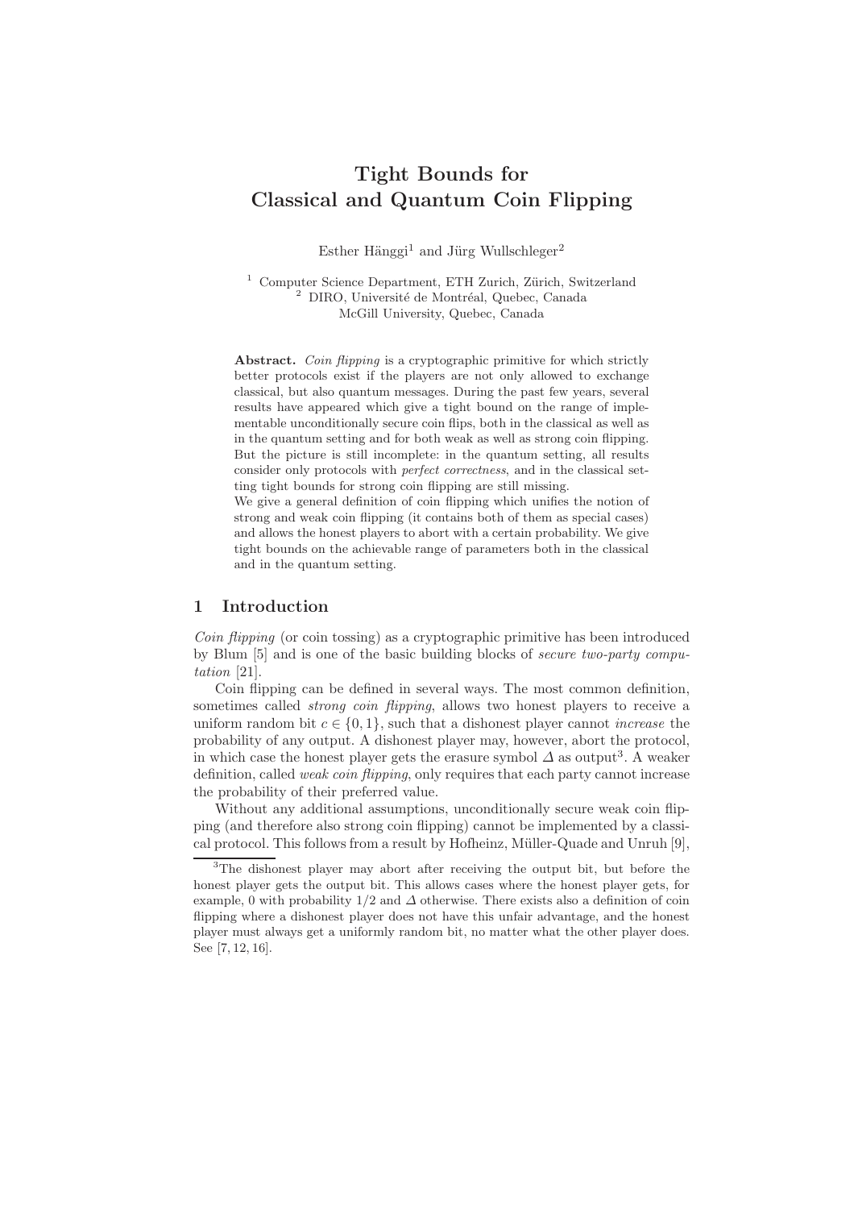# Tight Bounds for Classical and Quantum Coin Flipping

Esther Hänggi[1] and Jürg Wullschleger[2]

[1] Computer Science Department, ETH Zurich, Zürich, Switzerland
[2] DIRO, Université de Montréal, Quebec, Canada
McGill University, Quebec, Canada

**Abstract.** *Coin flipping* is a cryptographic primitive for which strictly better protocols exist if the players are not only allowed to exchange classical, but also quantum messages. During the past few years, several results have appeared which give a tight bound on the range of implementable unconditionally secure coin flips, both in the classical as well as in the quantum setting and for both weak as well as strong coin flipping. But the picture is still incomplete: in the quantum setting, all results consider only protocols with *perfect correctness*, and in the classical setting tight bounds for strong coin flipping are still missing.
We give a general definition of coin flipping which unifies the notion of strong and weak coin flipping (it contains both of them as special cases) and allows the honest players to abort with a certain probability. We give tight bounds on the achievable range of parameters both in the classical and in the quantum setting.

## 1 Introduction

*Coin flipping* (or coin tossing) as a cryptographic primitive has been introduced by Blum [5] and is one of the basic building blocks of *secure two-party computation* [21].

Coin flipping can be defined in several ways. The most common definition, sometimes called *strong coin flipping*, allows two honest players to receive a uniform random bit $c \in \{0, 1\}$, such that a dishonest player cannot *increase* the probability of any output. A dishonest player may, however, abort the protocol, in which case the honest player gets the erasure symbol $\Delta$ as output[3]. A weaker definition, called *weak coin flipping*, only requires that each party cannot increase the probability of their preferred value.

Without any additional assumptions, unconditionally secure weak coin flipping (and therefore also strong coin flipping) cannot be implemented by a classical protocol. This follows from a result by Hofheinz, Müller-Quade and Unruh [9],

[3] The dishonest player may abort after receiving the output bit, but before the honest player gets the output bit. This allows cases where the honest player gets, for example, 0 with probability 1/2 and $\Delta$ otherwise. There exists also a definition of coin flipping where a dishonest player does not have this unfair advantage, and the honest player must always get a uniformly random bit, no matter what the other player does. See [7, 12, 16].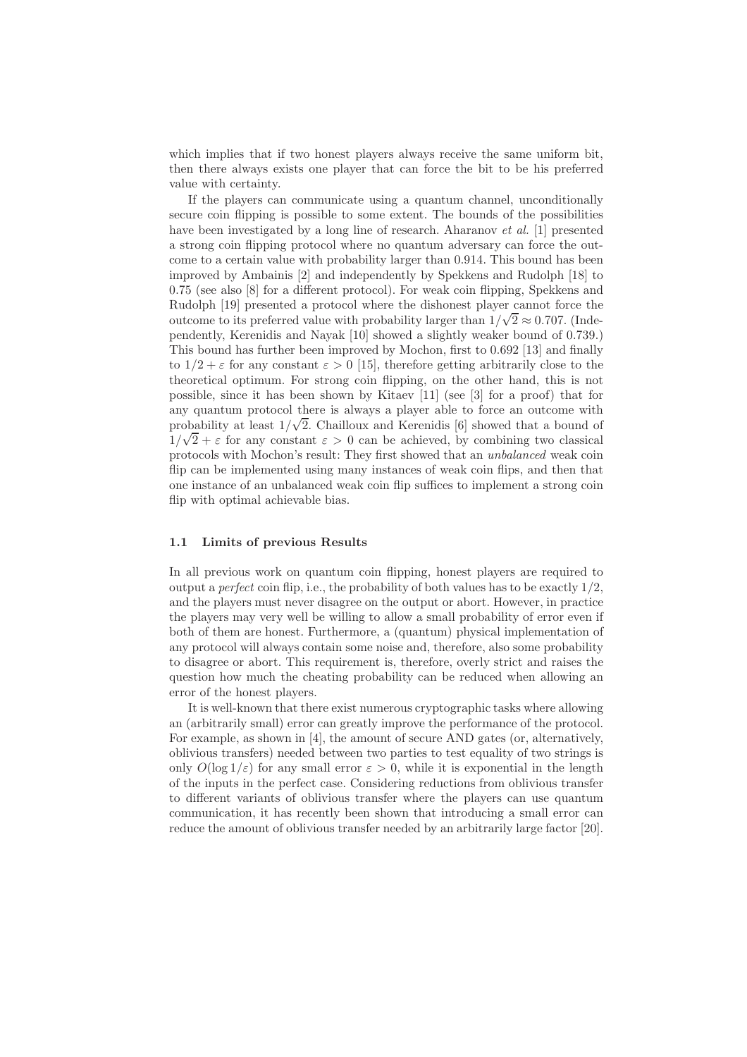which implies that if two honest players always receive the same uniform bit, then there always exists one player that can force the bit to be his preferred value with certainty.

If the players can communicate using a quantum channel, unconditionally secure coin flipping is possible to some extent. The bounds of the possibilities have been investigated by a long line of research. Aharanov *et al.* [1] presented a strong coin flipping protocol where no quantum adversary can force the outcome to a certain value with probability larger than 0.914. This bound has been improved by Ambainis [2] and independently by Spekkens and Rudolph [18] to 0.75 (see also [8] for a different protocol). For weak coin flipping, Spekkens and Rudolph [19] presented a protocol where the dishonest player cannot force the outcome to its preferred value with probability larger than $1/\sqrt{2} \approx 0.707$. (Independently, Kerenidis and Nayak [10] showed a slightly weaker bound of 0.739.) This bound has further been improved by Mochon, first to 0.692 [13] and finally to $1/2 + \varepsilon$ for any constant $\varepsilon > 0$ [15], therefore getting arbitrarily close to the theoretical optimum. For strong coin flipping, on the other hand, this is not possible, since it has been shown by Kitaev [11] (see [3] for a proof) that for any quantum protocol there is always a player able to force an outcome with probability at least $1/\sqrt{2}$. Chailloux and Kerenidis [6] showed that a bound of $1/\sqrt{2} + \varepsilon$ for any constant $\varepsilon > 0$ can be achieved, by combining two classical protocols with Mochon's result: They first showed that an *unbalanced* weak coin flip can be implemented using many instances of weak coin flips, and then that one instance of an unbalanced weak coin flip suffices to implement a strong coin flip with optimal achievable bias.

### 1.1 Limits of previous Results

In all previous work on quantum coin flipping, honest players are required to output a *perfect* coin flip, i.e., the probability of both values has to be exactly $1/2$, and the players must never disagree on the output or abort. However, in practice the players may very well be willing to allow a small probability of error even if both of them are honest. Furthermore, a (quantum) physical implementation of any protocol will always contain some noise and, therefore, also some probability to disagree or abort. This requirement is, therefore, overly strict and raises the question how much the cheating probability can be reduced when allowing an error of the honest players.

It is well-known that there exist numerous cryptographic tasks where allowing an (arbitrarily small) error can greatly improve the performance of the protocol. For example, as shown in [4], the amount of secure AND gates (or, alternatively, oblivious transfers) needed between two parties to test equality of two strings is only $O(\log 1/\varepsilon)$ for any small error $\varepsilon > 0$, while it is exponential in the length of the inputs in the perfect case. Considering reductions from oblivious transfer to different variants of oblivious transfer where the players can use quantum communication, it has recently been shown that introducing a small error can reduce the amount of oblivious transfer needed by an arbitrarily large factor [20].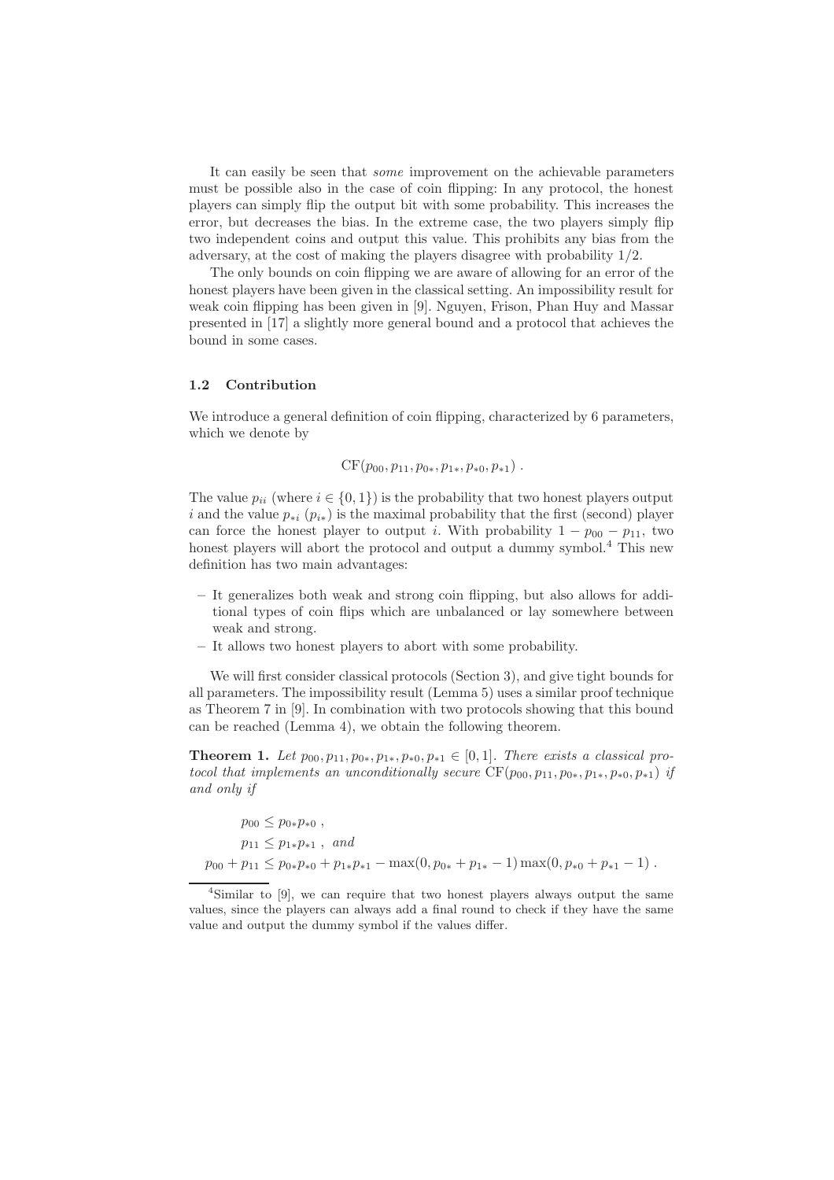It can easily be seen that *some* improvement on the achievable parameters must be possible also in the case of coin flipping: In any protocol, the honest players can simply flip the output bit with some probability. This increases the error, but decreases the bias. In the extreme case, the two players simply flip two independent coins and output this value. This prohibits any bias from the adversary, at the cost of making the players disagree with probability $1/2$.

The only bounds on coin flipping we are aware of allowing for an error of the honest players have been given in the classical setting. An impossibility result for weak coin flipping has been given in [9]. Nguyen, Frison, Phan Huy and Massar presented in [17] a slightly more general bound and a protocol that achieves the bound in some cases.

### 1.2 Contribution

We introduce a general definition of coin flipping, characterized by 6 parameters, which we denote by

$$\mathrm{CF}(p_{00}, p_{11}, p_{0*}, p_{1*}, p_{*0}, p_{*1}) \ .$$

The value $p_{ii}$ (where $i \in \{0, 1\}$) is the probability that two honest players output $i$ and the value $p_{*i}$ ($p_{i*}$) is the maximal probability that the first (second) player can force the honest player to output $i$. With probability $1 - p_{00} - p_{11}$, two honest players will abort the protocol and output a dummy symbol.[4] This new definition has two main advantages:

- It generalizes both weak and strong coin flipping, but also allows for additional types of coin flips which are unbalanced or lay somewhere between weak and strong.
- It allows two honest players to abort with some probability.

We will first consider classical protocols (Section 3), and give tight bounds for all parameters. The impossibility result (Lemma 5) uses a similar proof technique as Theorem 7 in [9]. In combination with two protocols showing that this bound can be reached (Lemma 4), we obtain the following theorem.

**Theorem 1.** *Let $p_{00}, p_{11}, p_{0*}, p_{1*}, p_{*0}, p_{*1} \in [0, 1]$. There exists a classical protocol that implements an unconditionally secure $\mathrm{CF}(p_{00}, p_{11}, p_{0*}, p_{1*}, p_{*0}, p_{*1})$ if and only if*

$$\begin{aligned} p_{00} &\leq p_{0*} p_{*0} \ , \\ p_{11} &\leq p_{1*} p_{*1} \ , \ \textit{and} \\ p_{00} + p_{11} &\leq p_{0*} p_{*0} + p_{1*} p_{*1} - \max(0, p_{0*} + p_{1*} - 1) \max(0, p_{*0} + p_{*1} - 1) \ . \end{aligned}$$

[4] Similar to [9], we can require that two honest players always output the same values, since the players can always add a final round to check if they have the same value and output the dummy symbol if the values differ.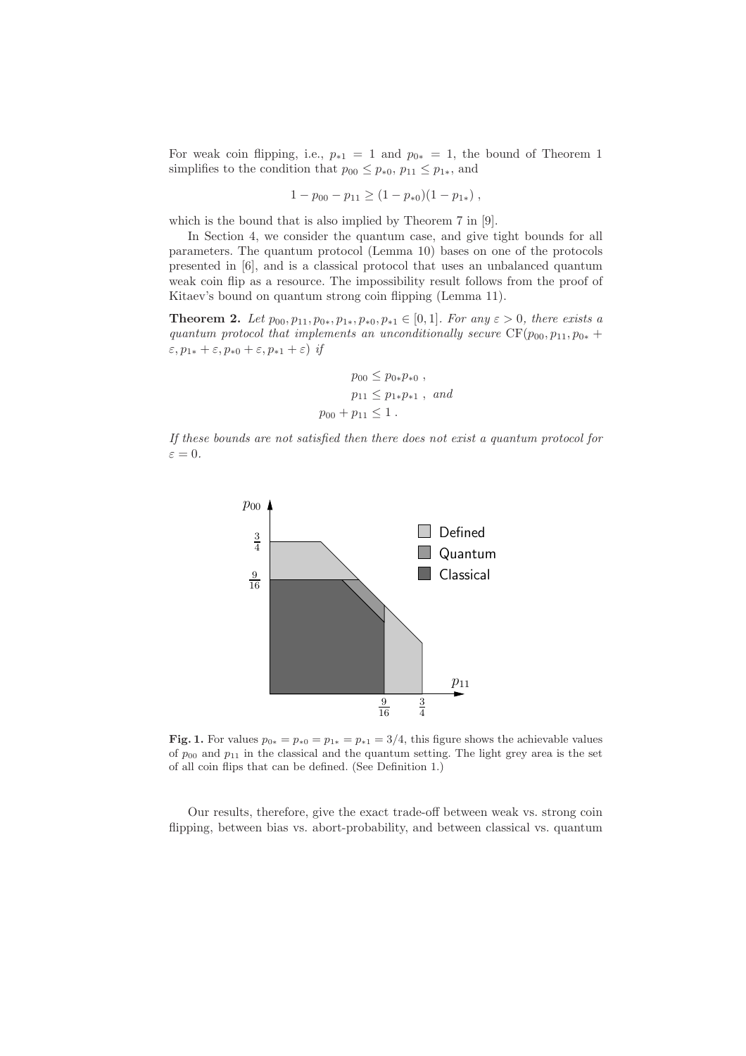For weak coin flipping, i.e., $p_{*1} = 1$ and $p_{0*} = 1$, the bound of Theorem 1 simplifies to the condition that $p_{00} \leq p_{*0}$, $p_{11} \leq p_{1*}$, and

$$1 - p_{00} - p_{11} \geq (1 - p_{*0})(1 - p_{1*}) ,$$

which is the bound that is also implied by Theorem 7 in [9].

In Section 4, we consider the quantum case, and give tight bounds for all parameters. The quantum protocol (Lemma 10) bases on one of the protocols presented in [6], and is a classical protocol that uses an unbalanced quantum weak coin flip as a resource. The impossibility result follows from the proof of Kitaev's bound on quantum strong coin flipping (Lemma 11).

**Theorem 2.** *Let $p_{00}, p_{11}, p_{0*}, p_{1*}, p_{*0}, p_{*1} \in [0, 1]$. For any $\varepsilon > 0$, there exists a quantum protocol that implements an unconditionally secure $\mathrm{CF}(p_{00}, p_{11}, p_{0*} + \varepsilon, p_{1*} + \varepsilon, p_{*0} + \varepsilon, p_{*1} + \varepsilon)$ if*

$$p_{00} \leq p_{0*} p_{*0} ,$$
$$p_{11} \leq p_{1*} p_{*1} , \text{ and}$$
$$p_{00} + p_{11} \leq 1 .$$

*If these bounds are not satisfied then there does not exist a quantum protocol for $\varepsilon = 0$.*

**Fig. 1.** For values $p_{0*} = p_{*0} = p_{1*} = p_{*1} = 3/4$, this figure shows the achievable values of $p_{00}$ and $p_{11}$ in the classical and the quantum setting. The light grey area is the set of all coin flips that can be defined. (See Definition 1.)

Our results, therefore, give the exact trade-off between weak vs. strong coin flipping, between bias vs. abort-probability, and between classical vs. quantum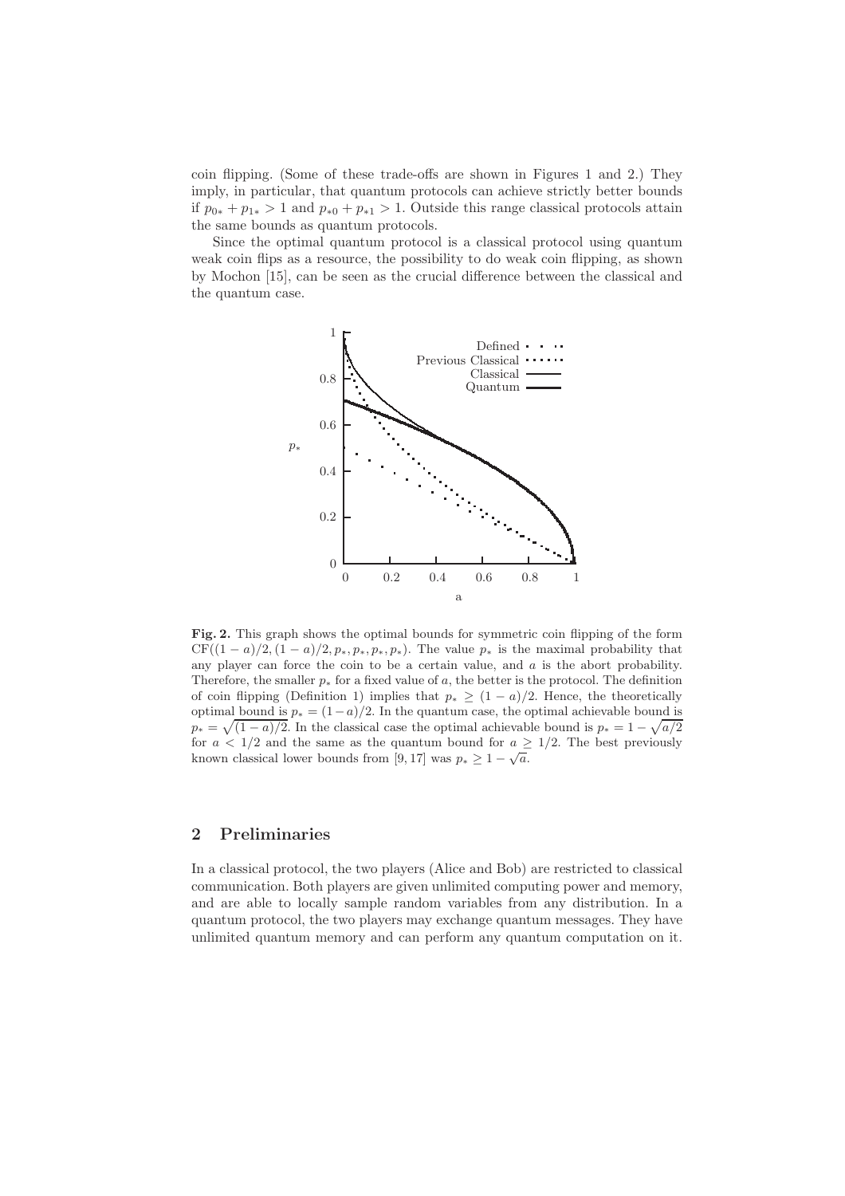coin flipping. (Some of these trade-offs are shown in Figures 1 and 2.) They imply, in particular, that quantum protocols can achieve strictly better bounds if $p_{0*} + p_{1*} > 1$ and $p_{*0} + p_{*1} > 1$. Outside this range classical protocols attain the same bounds as quantum protocols.

Since the optimal quantum protocol is a classical protocol using quantum weak coin flips as a resource, the possibility to do weak coin flipping, as shown by Mochon [15], can be seen as the crucial difference between the classical and the quantum case.

**Fig. 2.** This graph shows the optimal bounds for symmetric coin flipping of the form $\mathrm{CF}((1-a)/2, (1-a)/2, p_*, p_*, p_*, p_*)$. The value $p_*$ is the maximal probability that any player can force the coin to be a certain value, and $a$ is the abort probability. Therefore, the smaller $p_*$ for a fixed value of $a$, the better is the protocol. The definition of coin flipping (Definition 1) implies that $p_* \geq (1-a)/2$. Hence, the theoretically optimal bound is $p_* = (1-a)/2$. In the quantum case, the optimal achievable bound is $p_* = \sqrt{(1-a)/2}$. In the classical case the optimal achievable bound is $p_* = 1 - \sqrt{a/2}$ for $a < 1/2$ and the same as the quantum bound for $a \geq 1/2$. The best previously known classical lower bounds from [9, 17] was $p_* \geq 1 - \sqrt{a}$.

## 2 Preliminaries

In a classical protocol, the two players (Alice and Bob) are restricted to classical communication. Both players are given unlimited computing power and memory, and are able to locally sample random variables from any distribution. In a quantum protocol, the two players may exchange quantum messages. They have unlimited quantum memory and can perform any quantum computation on it.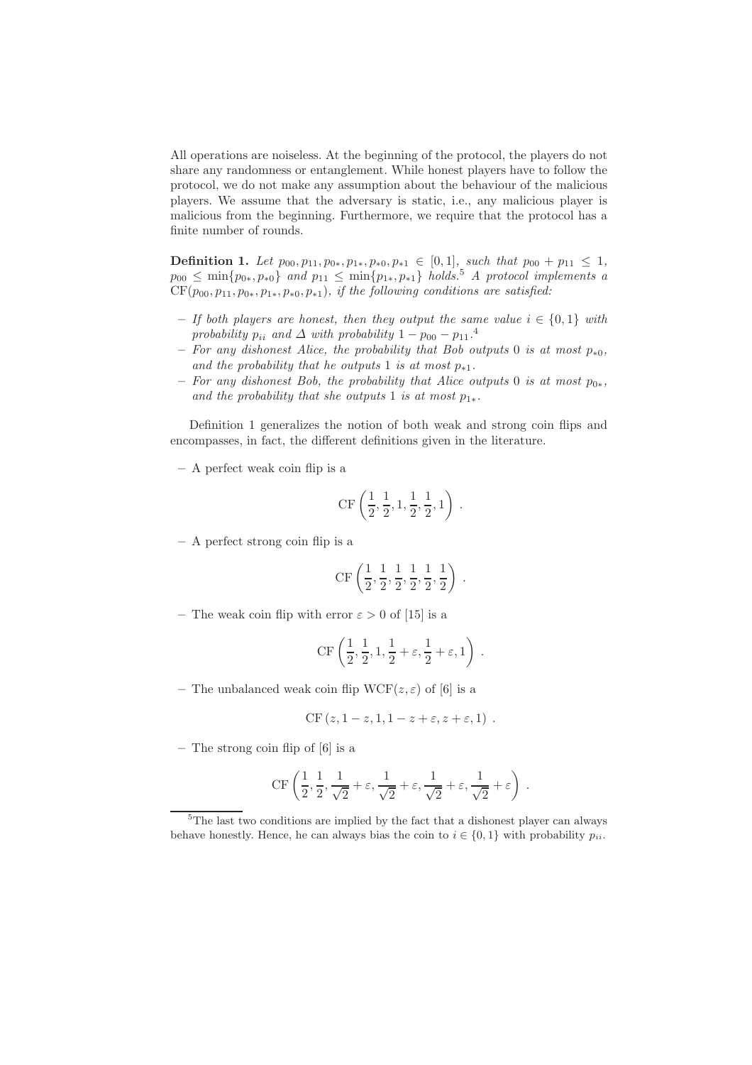All operations are noiseless. At the beginning of the protocol, the players do not share any randomness or entanglement. While honest players have to follow the protocol, we do not make any assumption about the behaviour of the malicious players. We assume that the adversary is static, i.e., any malicious player is malicious from the beginning. Furthermore, we require that the protocol has a finite number of rounds.

**Definition 1.** *Let $p_{00}, p_{11}, p_{0*}, p_{1*}, p_{*0}, p_{*1} \in [0, 1]$, such that $p_{00} + p_{11} \leq 1$, $p_{00} \leq \min\{p_{0*}, p_{*0}\}$ and $p_{11} \leq \min\{p_{1*}, p_{*1}\}$ holds.*[5] *A protocol implements a $\mathrm{CF}(p_{00}, p_{11}, p_{0*}, p_{1*}, p_{*0}, p_{*1})$, if the following conditions are satisfied:*

- *If both players are honest, then they output the same value $i \in \{0, 1\}$ with probability $p_{ii}$ and $\Delta$ with probability $1 - p_{00} - p_{11}$.*[4]
- *For any dishonest Alice, the probability that Bob outputs 0 is at most $p_{*0}$, and the probability that he outputs 1 is at most $p_{*1}$.*
- *For any dishonest Bob, the probability that Alice outputs 0 is at most $p_{0*}$, and the probability that she outputs 1 is at most $p_{1*}$.*

Definition 1 generalizes the notion of both weak and strong coin flips and encompasses, in fact, the different definitions given in the literature.

- A perfect weak coin flip is a

$$\mathrm{CF}\left(\frac{1}{2}, \frac{1}{2}, 1, \frac{1}{2}, \frac{1}{2}, 1\right) .$$

- A perfect strong coin flip is a

$$\mathrm{CF}\left(\frac{1}{2}, \frac{1}{2}, \frac{1}{2}, \frac{1}{2}, \frac{1}{2}, \frac{1}{2}\right) .$$

- The weak coin flip with error $\varepsilon > 0$ of [15] is a

$$\mathrm{CF}\left(\frac{1}{2}, \frac{1}{2}, 1, \frac{1}{2} + \varepsilon, \frac{1}{2} + \varepsilon, 1\right) .$$

- The unbalanced weak coin flip $\mathrm{WCF}(z, \varepsilon)$ of [6] is a

$$\mathrm{CF}\left(z, 1 - z, 1, 1 - z + \varepsilon, z + \varepsilon, 1\right) .$$

- The strong coin flip of [6] is a

$$\mathrm{CF}\left(\frac{1}{2}, \frac{1}{2}, \frac{1}{\sqrt{2}} + \varepsilon, \frac{1}{\sqrt{2}} + \varepsilon, \frac{1}{\sqrt{2}} + \varepsilon, \frac{1}{\sqrt{2}} + \varepsilon\right) .$$

---

[5] The last two conditions are implied by the fact that a dishonest player can always behave honestly. Hence, he can always bias the coin to $i \in \{0, 1\}$ with probability $p_{ii}$.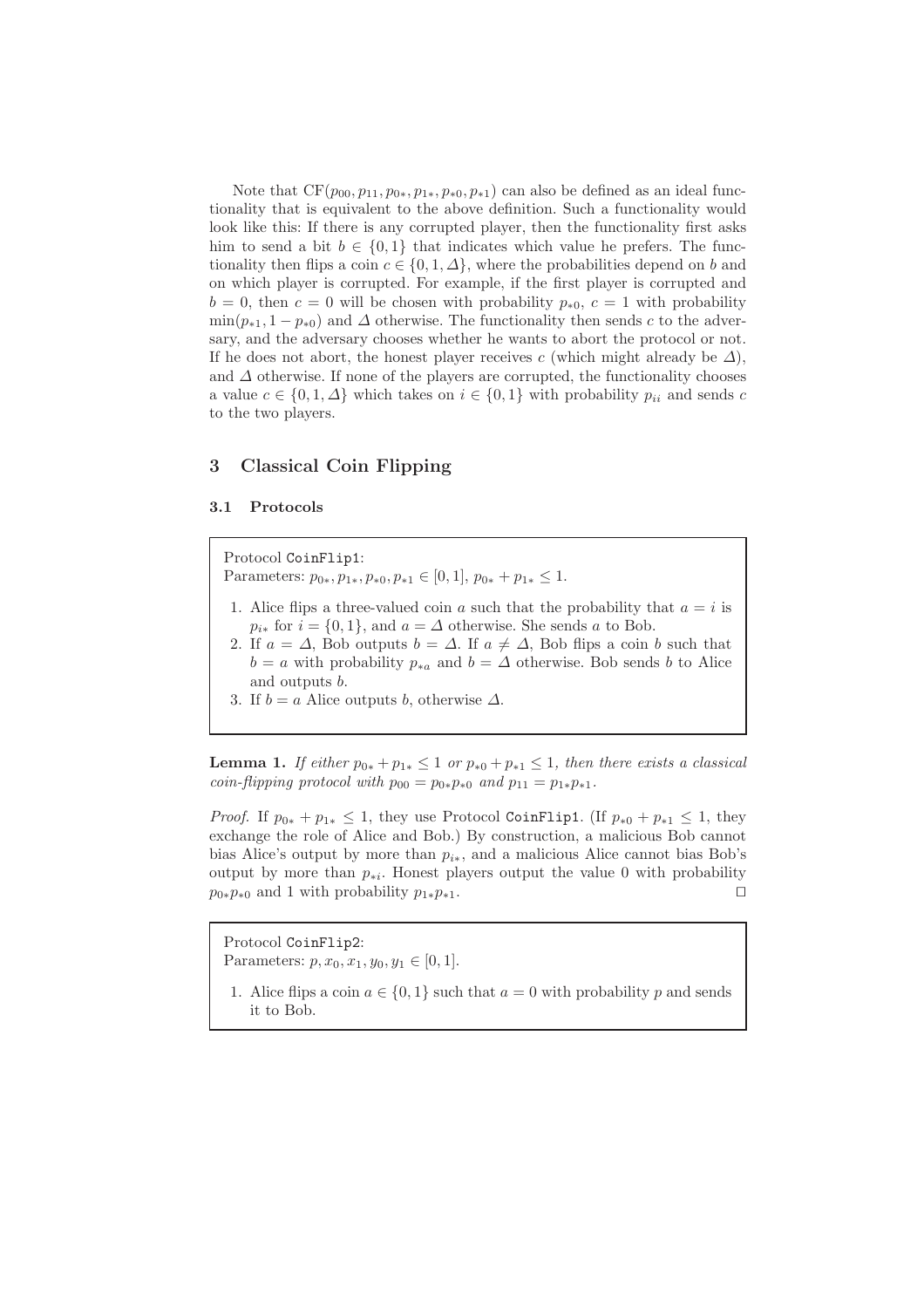Note that $\mathrm{CF}(p_{00}, p_{11}, p_{0*}, p_{1*}, p_{*0}, p_{*1})$ can also be defined as an ideal functionality that is equivalent to the above definition. Such a functionality would look like this: If there is any corrupted player, then the functionality first asks him to send a bit $b \in \{0,1\}$ that indicates which value he prefers. The functionality then flips a coin $c \in \{0,1,\Delta\}$, where the probabilities depend on $b$ and on which player is corrupted. For example, if the first player is corrupted and $b = 0$, then $c = 0$ will be chosen with probability $p_{*0}$, $c = 1$ with probability $\min(p_{*1}, 1 - p_{*0})$ and $\Delta$ otherwise. The functionality then sends $c$ to the adversary, and the adversary chooses whether he wants to abort the protocol or not. If he does not abort, the honest player receives $c$ (which might already be $\Delta$), and $\Delta$ otherwise. If none of the players are corrupted, the functionality chooses a value $c \in \{0,1,\Delta\}$ which takes on $i \in \{0,1\}$ with probability $p_{ii}$ and sends $c$ to the two players.

## 3 Classical Coin Flipping

### 3.1 Protocols

> Protocol `CoinFlip1`:
> Parameters: $p_{0*}, p_{1*}, p_{*0}, p_{*1} \in [0,1]$, $p_{0*} + p_{1*} \leq 1$.
>
> 1. Alice flips a three-valued coin $a$ such that the probability that $a = i$ is $p_{i*}$ for $i = \{0,1\}$, and $a = \Delta$ otherwise. She sends $a$ to Bob.
> 2. If $a = \Delta$, Bob outputs $b = \Delta$. If $a \neq \Delta$, Bob flips a coin $b$ such that $b = a$ with probability $p_{*a}$ and $b = \Delta$ otherwise. Bob sends $b$ to Alice and outputs $b$.
> 3. If $b = a$ Alice outputs $b$, otherwise $\Delta$.

**Lemma 1.** *If either $p_{0*} + p_{1*} \leq 1$ or $p_{*0} + p_{*1} \leq 1$, then there exists a classical coin-flipping protocol with $p_{00} = p_{0*}p_{*0}$ and $p_{11} = p_{1*}p_{*1}$.*

*Proof.* If $p_{0*} + p_{1*} \leq 1$, they use Protocol `CoinFlip1`. (If $p_{*0} + p_{*1} \leq 1$, they exchange the role of Alice and Bob.) By construction, a malicious Bob cannot bias Alice's output by more than $p_{i*}$, and a malicious Alice cannot bias Bob's output by more than $p_{*i}$. Honest players output the value 0 with probability $p_{0*}p_{*0}$ and 1 with probability $p_{1*}p_{*1}$. □

> Protocol `CoinFlip2`:
> Parameters: $p, x_0, x_1, y_0, y_1 \in [0,1]$.
>
> 1. Alice flips a coin $a \in \{0,1\}$ such that $a = 0$ with probability $p$ and sends it to Bob.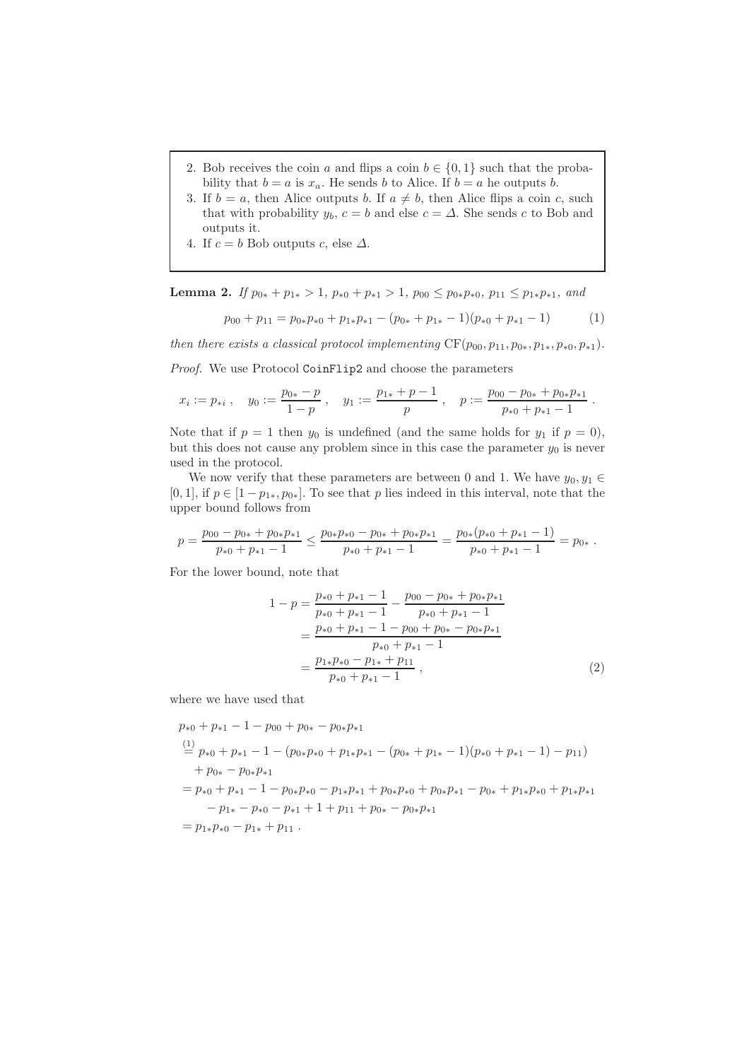2. Bob receives the coin $a$ and flips a coin $b \in \{0,1\}$ such that the probability that $b = a$ is $x_a$. He sends $b$ to Alice. If $b = a$ he outputs $b$.
3. If $b = a$, then Alice outputs $b$. If $a \neq b$, then Alice flips a coin $c$, such that with probability $y_b$, $c = b$ and else $c = \Delta$. She sends $c$ to Bob and outputs it.
4. If $c = b$ Bob outputs $c$, else $\Delta$.

**Lemma 2.** *If $p_{0*} + p_{1*} > 1$, $p_{*0} + p_{*1} > 1$, $p_{00} \leq p_{0*}p_{*0}$, $p_{11} \leq p_{1*}p_{*1}$, and*

$$p_{00} + p_{11} = p_{0*}p_{*0} + p_{1*}p_{*1} - (p_{0*} + p_{1*} - 1)(p_{*0} + p_{*1} - 1) \tag{1}$$

*then there exists a classical protocol implementing* $\mathrm{CF}(p_{00}, p_{11}, p_{0*}, p_{1*}, p_{*0}, p_{*1})$.

*Proof.* We use Protocol `CoinFlip2` and choose the parameters

$$x_i := p_{*i}\ , \quad y_0 := \frac{p_{0*} - p}{1 - p}\ , \quad y_1 := \frac{p_{1*} + p - 1}{p}\ , \quad p := \frac{p_{00} - p_{0*} + p_{0*}p_{*1}}{p_{*0} + p_{*1} - 1}\ .$$

Note that if $p = 1$ then $y_0$ is undefined (and the same holds for $y_1$ if $p = 0$), but this does not cause any problem since in this case the parameter $y_0$ is never used in the protocol.

We now verify that these parameters are between 0 and 1. We have $y_0, y_1 \in [0,1]$, if $p \in [1 - p_{1*}, p_{0*}]$. To see that $p$ lies indeed in this interval, note that the upper bound follows from

$$p = \frac{p_{00} - p_{0*} + p_{0*}p_{*1}}{p_{*0} + p_{*1} - 1} \leq \frac{p_{0*}p_{*0} - p_{0*} + p_{0*}p_{*1}}{p_{*0} + p_{*1} - 1} = \frac{p_{0*}(p_{*0} + p_{*1} - 1)}{p_{*0} + p_{*1} - 1} = p_{0*}\ .$$

For the lower bound, note that

$$\begin{aligned}
1 - p &= \frac{p_{*0} + p_{*1} - 1}{p_{*0} + p_{*1} - 1} - \frac{p_{00} - p_{0*} + p_{0*}p_{*1}}{p_{*0} + p_{*1} - 1} \\
&= \frac{p_{*0} + p_{*1} - 1 - p_{00} + p_{0*} - p_{0*}p_{*1}}{p_{*0} + p_{*1} - 1} \\
&= \frac{p_{1*}p_{*0} - p_{1*} + p_{11}}{p_{*0} + p_{*1} - 1}\ ,
\end{aligned} \tag{2}$$

where we have used that

$$\begin{aligned}
&p_{*0} + p_{*1} - 1 - p_{00} + p_{0*} - p_{0*}p_{*1} \\
&\overset{(1)}{=} p_{*0} + p_{*1} - 1 - (p_{0*}p_{*0} + p_{1*}p_{*1} - (p_{0*} + p_{1*} - 1)(p_{*0} + p_{*1} - 1) - p_{11}) \\
&\quad + p_{0*} - p_{0*}p_{*1} \\
&= p_{*0} + p_{*1} - 1 - p_{0*}p_{*0} - p_{1*}p_{*1} + p_{0*}p_{*0} + p_{0*}p_{*1} - p_{0*} + p_{1*}p_{*0} + p_{1*}p_{*1} \\
&\quad - p_{1*} - p_{*0} - p_{*1} + 1 + p_{11} + p_{0*} - p_{0*}p_{*1} \\
&= p_{1*}p_{*0} - p_{1*} + p_{11}\ .
\end{aligned}$$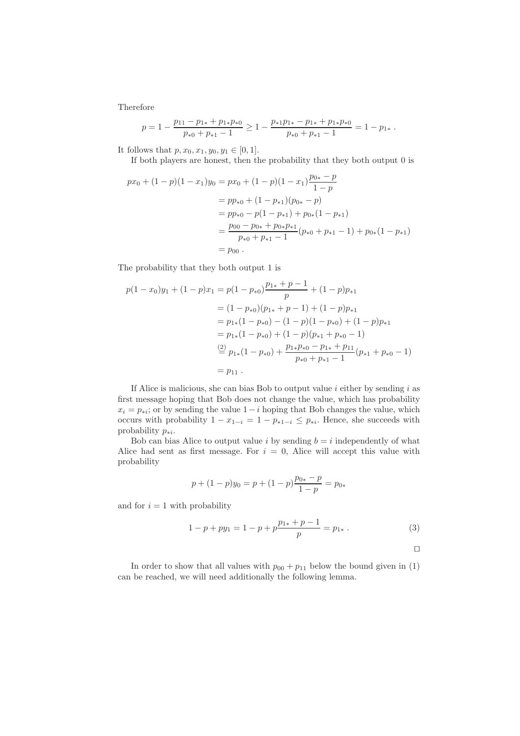Therefore

$$p = 1 - \frac{p_{11} - p_{1*} + p_{1*}p_{*0}}{p_{*0} + p_{*1} - 1} \geq 1 - \frac{p_{*1}p_{1*} - p_{1*} + p_{1*}p_{*0}}{p_{*0} + p_{*1} - 1} = 1 - p_{1*} \ .$$

It follows that $p, x_0, x_1, y_0, y_1 \in [0, 1]$.

If both players are honest, then the probability that they both output 0 is

$$\begin{aligned}
px_0 + (1-p)(1-x_1)y_0 &= px_0 + (1-p)(1-x_1)\frac{p_{0*} - p}{1-p} \\
&= pp_{*0} + (1-p_{*1})(p_{0*} - p) \\
&= pp_{*0} - p(1-p_{*1}) + p_{0*}(1-p_{*1}) \\
&= \frac{p_{00} - p_{0*} + p_{0*}p_{*1}}{p_{*0} + p_{*1} - 1}(p_{*0} + p_{*1} - 1) + p_{0*}(1-p_{*1}) \\
&= p_{00} \ .
\end{aligned}$$

The probability that they both output 1 is

$$\begin{aligned}
p(1-x_0)y_1 + (1-p)x_1 &= p(1-p_{*0})\frac{p_{1*} + p - 1}{p} + (1-p)p_{*1} \\
&= (1-p_{*0})(p_{1*} + p - 1) + (1-p)p_{*1} \\
&= p_{1*}(1-p_{*0}) - (1-p)(1-p_{*0}) + (1-p)p_{*1} \\
&= p_{1*}(1-p_{*0}) + (1-p)(p_{*1} + p_{*0} - 1) \\
&\overset{(2)}{=} p_{1*}(1-p_{*0}) + \frac{p_{1*}p_{*0} - p_{1*} + p_{11}}{p_{*0} + p_{*1} - 1}(p_{*1} + p_{*0} - 1) \\
&= p_{11} \ .
\end{aligned}$$

If Alice is malicious, she can bias Bob to output value $i$ either by sending $i$ as first message hoping that Bob does not change the value, which has probability $x_i = p_{*i}$; or by sending the value $1-i$ hoping that Bob changes the value, which occurs with probability $1 - x_{1-i} = 1 - p_{*1-i} \leq p_{*i}$. Hence, she succeeds with probability $p_{*i}$.

Bob can bias Alice to output value $i$ by sending $b = i$ independently of what Alice had sent as first message. For $i = 0$, Alice will accept this value with probability

$$p + (1-p)y_0 = p + (1-p)\frac{p_{0*} - p}{1-p} = p_{0*}$$

and for $i = 1$ with probability

$$1 - p + py_1 = 1 - p + p\frac{p_{1*} + p - 1}{p} = p_{1*} \ . \qquad (3)$$

□

In order to show that all values with $p_{00} + p_{11}$ below the bound given in (1) can be reached, we will need additionally the following lemma.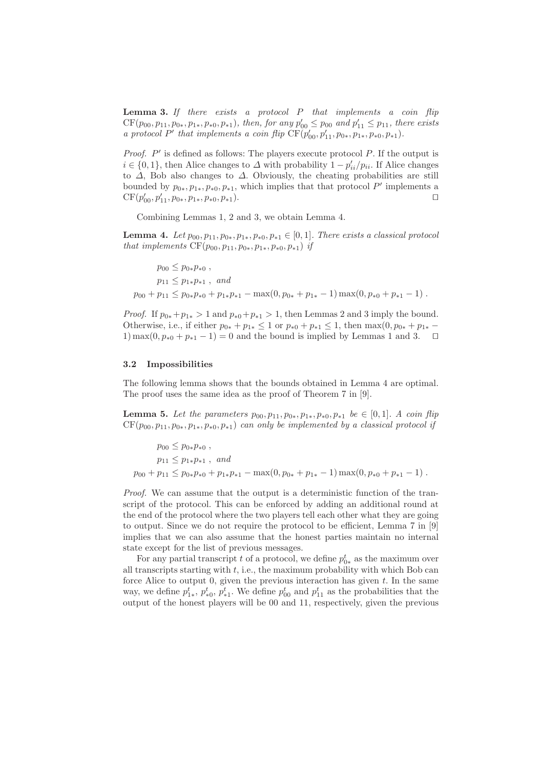**Lemma 3.** *If there exists a protocol $P$ that implements a coin flip $\mathrm{CF}(p_{00}, p_{11}, p_{0*}, p_{1*}, p_{*0}, p_{*1})$, then, for any $p'_{00} \leq p_{00}$ and $p'_{11} \leq p_{11}$, there exists a protocol $P'$ that implements a coin flip $\mathrm{CF}(p'_{00}, p'_{11}, p_{0*}, p_{1*}, p_{*0}, p_{*1})$.*

*Proof.* $P'$ is defined as follows: The players execute protocol $P$. If the output is $i \in \{0, 1\}$, then Alice changes to $\Delta$ with probability $1 - p'_{ii}/p_{ii}$. If Alice changes to $\Delta$, Bob also changes to $\Delta$. Obviously, the cheating probabilities are still bounded by $p_{0*}, p_{1*}, p_{*0}, p_{*1}$, which implies that that protocol $P'$ implements a $\mathrm{CF}(p'_{00}, p'_{11}, p_{0*}, p_{1*}, p_{*0}, p_{*1})$. ⊓⊔

Combining Lemmas 1, 2 and 3, we obtain Lemma 4.

**Lemma 4.** *Let $p_{00}, p_{11}, p_{0*}, p_{1*}, p_{*0}, p_{*1} \in [0, 1]$. There exists a classical protocol that implements $\mathrm{CF}(p_{00}, p_{11}, p_{0*}, p_{1*}, p_{*0}, p_{*1})$ if*

$$
\begin{aligned}
p_{00} &\leq p_{0*}p_{*0} \;, \\
p_{11} &\leq p_{1*}p_{*1} \;, \text{ and} \\
p_{00} + p_{11} &\leq p_{0*}p_{*0} + p_{1*}p_{*1} - \max(0, p_{0*} + p_{1*} - 1)\max(0, p_{*0} + p_{*1} - 1) \;.
\end{aligned}
$$

*Proof.* If $p_{0*} + p_{1*} > 1$ and $p_{*0} + p_{*1} > 1$, then Lemmas 2 and 3 imply the bound. Otherwise, i.e., if either $p_{0*} + p_{1*} \leq 1$ or $p_{*0} + p_{*1} \leq 1$, then $\max(0, p_{0*} + p_{1*} - 1)\max(0, p_{*0} + p_{*1} - 1) = 0$ and the bound is implied by Lemmas 1 and 3. ⊓⊔

### 3.2 Impossibilities

The following lemma shows that the bounds obtained in Lemma 4 are optimal. The proof uses the same idea as the proof of Theorem 7 in [9].

**Lemma 5.** *Let the parameters $p_{00}, p_{11}, p_{0*}, p_{1*}, p_{*0}, p_{*1}$ be $\in [0, 1]$. A coin flip $\mathrm{CF}(p_{00}, p_{11}, p_{0*}, p_{1*}, p_{*0}, p_{*1})$ can only be implemented by a classical protocol if*

$$
\begin{aligned}
p_{00} &\leq p_{0*}p_{*0} \;, \\
p_{11} &\leq p_{1*}p_{*1} \;, \text{ and} \\
p_{00} + p_{11} &\leq p_{0*}p_{*0} + p_{1*}p_{*1} - \max(0, p_{0*} + p_{1*} - 1)\max(0, p_{*0} + p_{*1} - 1) \;.
\end{aligned}
$$

*Proof.* We can assume that the output is a deterministic function of the transcript of the protocol. This can be enforced by adding an additional round at the end of the protocol where the two players tell each other what they are going to output. Since we do not require the protocol to be efficient, Lemma 7 in [9] implies that we can also assume that the honest parties maintain no internal state except for the list of previous messages.

For any partial transcript $t$ of a protocol, we define $p^t_{0*}$ as the maximum over all transcripts starting with $t$, i.e., the maximum probability with which Bob can force Alice to output 0, given the previous interaction has given $t$. In the same way, we define $p^t_{1*}$, $p^t_{*0}$, $p^t_{*1}$. We define $p^t_{00}$ and $p^t_{11}$ as the probabilities that the output of the honest players will be 00 and 11, respectively, given the previous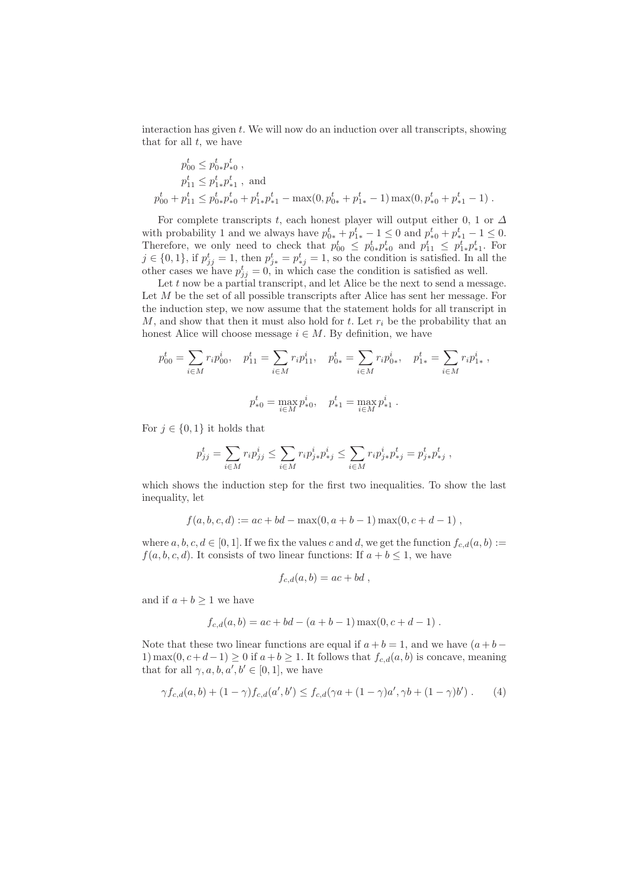interaction has given $t$. We will now do an induction over all transcripts, showing that for all $t$, we have

$$
\begin{aligned}
p^t_{00} &\le p^t_{0*} p^t_{*0} \ , \\
p^t_{11} &\le p^t_{1*} p^t_{*1} \ , \text{ and} \\
p^t_{00} + p^t_{11} &\le p^t_{0*} p^t_{*0} + p^t_{1*} p^t_{*1} - \max(0, p^t_{0*} + p^t_{1*} - 1) \max(0, p^t_{*0} + p^t_{*1} - 1) \ .
\end{aligned}
$$

For complete transcripts $t$, each honest player will output either 0, 1 or $\Delta$ with probability 1 and we always have $p^t_{0*} + p^t_{1*} - 1 \le 0$ and $p^t_{*0} + p^t_{*1} - 1 \le 0$. Therefore, we only need to check that $p^t_{00} \le p^t_{0*} p^t_{*0}$ and $p^t_{11} \le p^t_{1*} p^t_{*1}$. For $j \in \{0, 1\}$, if $p^t_{jj} = 1$, then $p^t_{j*} = p^t_{*j} = 1$, so the condition is satisfied. In all the other cases we have $p^t_{jj} = 0$, in which case the condition is satisfied as well.

Let $t$ now be a partial transcript, and let Alice be the next to send a message. Let $M$ be the set of all possible transcripts after Alice has sent her message. For the induction step, we now assume that the statement holds for all transcript in $M$, and show that then it must also hold for $t$. Let $r_i$ be the probability that an honest Alice will choose message $i \in M$. By definition, we have

$$
p^t_{00} = \sum_{i \in M} r_i p^i_{00}, \quad p^t_{11} = \sum_{i \in M} r_i p^i_{11}, \quad p^t_{0*} = \sum_{i \in M} r_i p^i_{0*}, \quad p^t_{1*} = \sum_{i \in M} r_i p^i_{1*} \ ,
$$

$$
p^t_{*0} = \max_{i \in M} p^i_{*0}, \quad p^t_{*1} = \max_{i \in M} p^i_{*1} \ .
$$

For $j \in \{0, 1\}$ it holds that

$$
p^t_{jj} = \sum_{i \in M} r_i p^i_{jj} \le \sum_{i \in M} r_i p^i_{j*} p^i_{*j} \le \sum_{i \in M} r_i p^i_{j*} p^t_{*j} = p^t_{j*} p^t_{*j} \ ,
$$

which shows the induction step for the first two inequalities. To show the last inequality, let

$$
f(a, b, c, d) := ac + bd - \max(0, a + b - 1) \max(0, c + d - 1) \ ,
$$

where $a, b, c, d \in [0, 1]$. If we fix the values $c$ and $d$, we get the function $f_{c,d}(a, b) := f(a, b, c, d)$. It consists of two linear functions: If $a + b \le 1$, we have

$$
f_{c,d}(a, b) = ac + bd \ ,
$$

and if $a + b \ge 1$ we have

$$
f_{c,d}(a, b) = ac + bd - (a + b - 1) \max(0, c + d - 1) \ .
$$

Note that these two linear functions are equal if $a + b = 1$, and we have $(a + b - 1) \max(0, c + d - 1) \ge 0$ if $a + b \ge 1$. It follows that $f_{c,d}(a, b)$ is concave, meaning that for all $\gamma, a, b, a', b' \in [0, 1]$, we have

$$
\gamma f_{c,d}(a, b) + (1 - \gamma) f_{c,d}(a', b') \le f_{c,d}(\gamma a + (1 - \gamma) a', \gamma b + (1 - \gamma) b') \ . \tag{4}
$$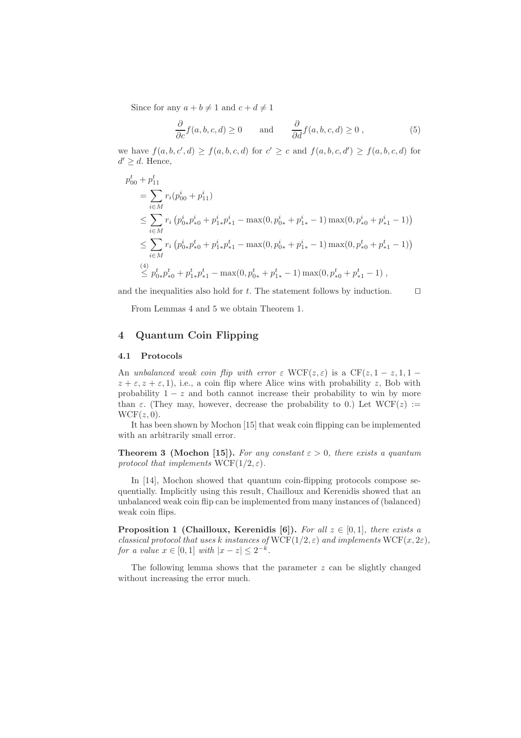Since for any $a + b \neq 1$ and $c + d \neq 1$

$$\frac{\partial}{\partial c} f(a, b, c, d) \geq 0 \qquad \text{and} \qquad \frac{\partial}{\partial d} f(a, b, c, d) \geq 0 \;, \tag{5}$$

we have $f(a, b, c', d) \geq f(a, b, c, d)$ for $c' \geq c$ and $f(a, b, c, d') \geq f(a, b, c, d)$ for $d' \geq d$. Hence,

$$\begin{aligned}
&p^t_{00} + p^t_{11} \\
&\quad = \sum_{i \in M} r_i (p^i_{00} + p^i_{11}) \\
&\quad \leq \sum_{i \in M} r_i \left( p^i_{0*} p^i_{*0} + p^i_{1*} p^i_{*1} - \max(0, p^i_{0*} + p^i_{1*} - 1) \max(0, p^i_{*0} + p^i_{*1} - 1) \right) \\
&\quad \leq \sum_{i \in M} r_i \left( p^i_{0*} p^t_{*0} + p^i_{1*} p^t_{*1} - \max(0, p^i_{0*} + p^i_{1*} - 1) \max(0, p^t_{*0} + p^t_{*1} - 1) \right) \\
&\quad \overset{(4)}{\leq} p^t_{0*} p^t_{*0} + p^t_{1*} p^t_{*1} - \max(0, p^t_{0*} + p^t_{1*} - 1) \max(0, p^t_{*0} + p^t_{*1} - 1) \;,
\end{aligned}$$

and the inequalities also hold for $t$. The statement follows by induction. □

From Lemmas 4 and 5 we obtain Theorem 1.

## 4 Quantum Coin Flipping

### 4.1 Protocols

An *unbalanced weak coin flip with error* $\varepsilon$ $\mathrm{WCF}(z, \varepsilon)$ is a $\mathrm{CF}(z, 1 - z, 1, 1 - z + \varepsilon, z + \varepsilon, 1)$, i.e., a coin flip where Alice wins with probability $z$, Bob with probability $1 - z$ and both cannot increase their probability to win by more than $\varepsilon$. (They may, however, decrease the probability to 0.) Let $\mathrm{WCF}(z) := \mathrm{WCF}(z, 0)$.

It has been shown by Mochon [15] that weak coin flipping can be implemented with an arbitrarily small error.

**Theorem 3 (Mochon [15]).** *For any constant $\varepsilon > 0$, there exists a quantum protocol that implements* $\mathrm{WCF}(1/2, \varepsilon)$.

In [14], Mochon showed that quantum coin-flipping protocols compose sequentially. Implicitly using this result, Chailloux and Kerenidis showed that an unbalanced weak coin flip can be implemented from many instances of (balanced) weak coin flips.

**Proposition 1 (Chailloux, Kerenidis [6]).** *For all $z \in [0, 1]$, there exists a classical protocol that uses $k$ instances of* $\mathrm{WCF}(1/2, \varepsilon)$ *and implements* $\mathrm{WCF}(x, 2\varepsilon)$*, for a value $x \in [0, 1]$ with $|x - z| \leq 2^{-k}$.*

The following lemma shows that the parameter $z$ can be slightly changed without increasing the error much.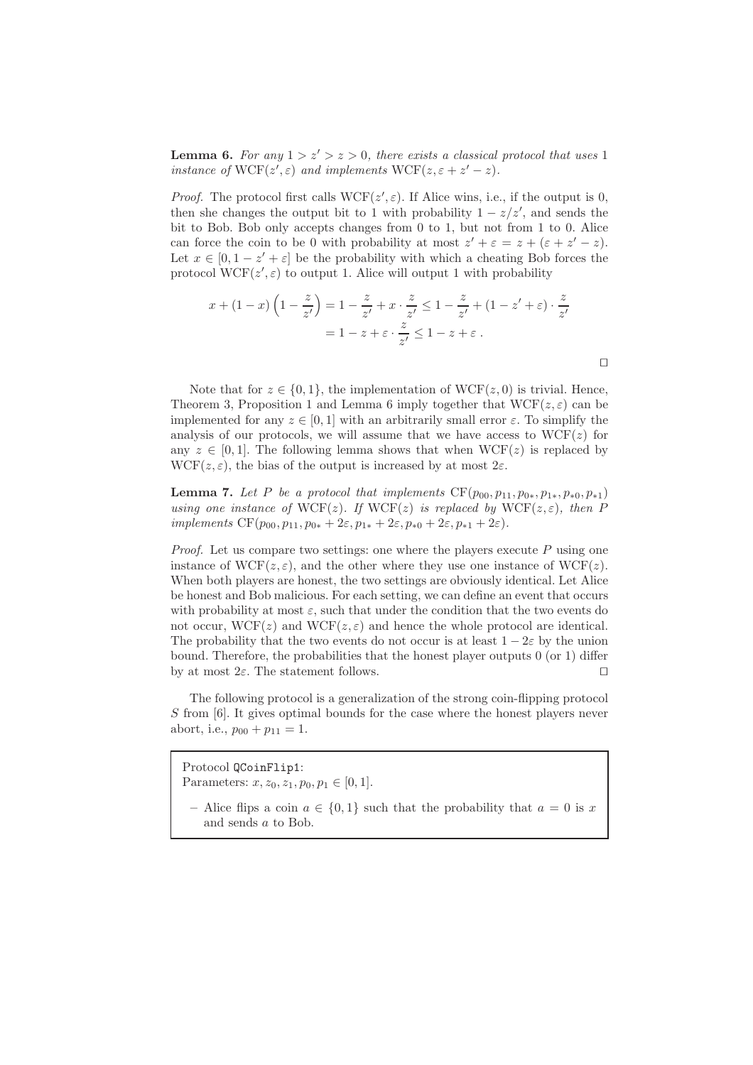**Lemma 6.** *For any $1 > z' > z > 0$, there exists a classical protocol that uses 1 instance of $\mathrm{WCF}(z', \varepsilon)$ and implements $\mathrm{WCF}(z, \varepsilon + z' - z)$.*

*Proof.* The protocol first calls $\mathrm{WCF}(z', \varepsilon)$. If Alice wins, i.e., if the output is 0, then she changes the output bit to 1 with probability $1 - z/z'$, and sends the bit to Bob. Bob only accepts changes from 0 to 1, but not from 1 to 0. Alice can force the coin to be 0 with probability at most $z' + \varepsilon = z + (\varepsilon + z' - z)$. Let $x \in [0, 1 - z' + \varepsilon]$ be the probability with which a cheating Bob forces the protocol $\mathrm{WCF}(z', \varepsilon)$ to output 1. Alice will output 1 with probability

$$
\begin{aligned}
x + (1 - x)\left(1 - \frac{z}{z'}\right) &= 1 - \frac{z}{z'} + x \cdot \frac{z}{z'} \leq 1 - \frac{z}{z'} + (1 - z' + \varepsilon) \cdot \frac{z}{z'} \\
&= 1 - z + \varepsilon \cdot \frac{z}{z'} \leq 1 - z + \varepsilon \; .
\end{aligned}
$$

□

Note that for $z \in \{0, 1\}$, the implementation of $\mathrm{WCF}(z, 0)$ is trivial. Hence, Theorem 3, Proposition 1 and Lemma 6 imply together that $\mathrm{WCF}(z, \varepsilon)$ can be implemented for any $z \in [0, 1]$ with an arbitrarily small error $\varepsilon$. To simplify the analysis of our protocols, we will assume that we have access to $\mathrm{WCF}(z)$ for any $z \in [0, 1]$. The following lemma shows that when $\mathrm{WCF}(z)$ is replaced by $\mathrm{WCF}(z, \varepsilon)$, the bias of the output is increased by at most $2\varepsilon$.

**Lemma 7.** *Let $P$ be a protocol that implements $\mathrm{CF}(p_{00}, p_{11}, p_{0*}, p_{1*}, p_{*0}, p_{*1})$ using one instance of $\mathrm{WCF}(z)$. If $\mathrm{WCF}(z)$ is replaced by $\mathrm{WCF}(z, \varepsilon)$, then $P$ implements $\mathrm{CF}(p_{00}, p_{11}, p_{0*} + 2\varepsilon, p_{1*} + 2\varepsilon, p_{*0} + 2\varepsilon, p_{*1} + 2\varepsilon)$.*

*Proof.* Let us compare two settings: one where the players execute $P$ using one instance of $\mathrm{WCF}(z, \varepsilon)$, and the other where they use one instance of $\mathrm{WCF}(z)$. When both players are honest, the two settings are obviously identical. Let Alice be honest and Bob malicious. For each setting, we can define an event that occurs with probability at most $\varepsilon$, such that under the condition that the two events do not occur, $\mathrm{WCF}(z)$ and $\mathrm{WCF}(z, \varepsilon)$ and hence the whole protocol are identical. The probability that the two events do not occur is at least $1 - 2\varepsilon$ by the union bound. Therefore, the probabilities that the honest player outputs 0 (or 1) differ by at most $2\varepsilon$. The statement follows. □

The following protocol is a generalization of the strong coin-flipping protocol $S$ from [6]. It gives optimal bounds for the case where the honest players never abort, i.e., $p_{00} + p_{11} = 1$.

Protocol `QCoinFlip1`:
Parameters: $x, z_0, z_1, p_0, p_1 \in [0, 1]$.

– Alice flips a coin $a \in \{0, 1\}$ such that the probability that $a = 0$ is $x$ and sends $a$ to Bob.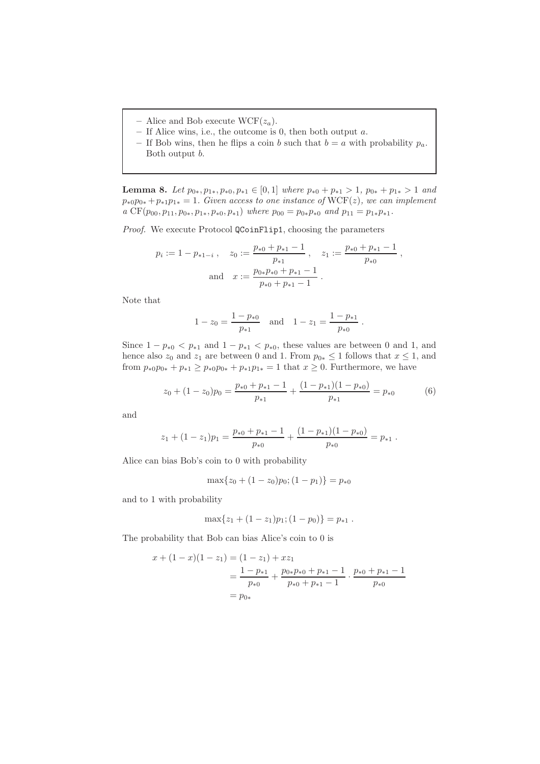– Alice and Bob execute $\mathrm{WCF}(z_a)$.
– If Alice wins, i.e., the outcome is 0, then both output $a$.
– If Bob wins, then he flips a coin $b$ such that $b = a$ with probability $p_a$. Both output $b$.

**Lemma 8.** *Let $p_{0*}, p_{1*}, p_{*0}, p_{*1} \in [0,1]$ where $p_{*0} + p_{*1} > 1$, $p_{0*} + p_{1*} > 1$ and $p_{*0}p_{0*} + p_{*1}p_{1*} = 1$. Given access to one instance of $\mathrm{WCF}(z)$, we can implement a $\mathrm{CF}(p_{00}, p_{11}, p_{0*}, p_{1*}, p_{*0}, p_{*1})$ where $p_{00} = p_{0*}p_{*0}$ and $p_{11} = p_{1*}p_{*1}$.*

*Proof.* We execute Protocol `QCoinFlip1`, choosing the parameters

$$p_i := 1 - p_{*1-i}\ , \quad z_0 := \frac{p_{*0} + p_{*1} - 1}{p_{*1}}\ , \quad z_1 := \frac{p_{*0} + p_{*1} - 1}{p_{*0}}\ ,$$
$$\text{and} \quad x := \frac{p_{0*}p_{*0} + p_{*1} - 1}{p_{*0} + p_{*1} - 1}\ .$$

Note that

$$1 - z_0 = \frac{1 - p_{*0}}{p_{*1}} \quad \text{and} \quad 1 - z_1 = \frac{1 - p_{*1}}{p_{*0}}\ .$$

Since $1 - p_{*0} < p_{*1}$ and $1 - p_{*1} < p_{*0}$, these values are between 0 and 1, and hence also $z_0$ and $z_1$ are between 0 and 1. From $p_{0*} \leq 1$ follows that $x \leq 1$, and from $p_{*0}p_{0*} + p_{*1} \geq p_{*0}p_{0*} + p_{*1}p_{1*} = 1$ that $x \geq 0$. Furthermore, we have

$$z_0 + (1 - z_0)p_0 = \frac{p_{*0} + p_{*1} - 1}{p_{*1}} + \frac{(1 - p_{*1})(1 - p_{*0})}{p_{*1}} = p_{*0} \tag{6}$$

and

$$z_1 + (1 - z_1)p_1 = \frac{p_{*0} + p_{*1} - 1}{p_{*0}} + \frac{(1 - p_{*1})(1 - p_{*0})}{p_{*0}} = p_{*1}\ .$$

Alice can bias Bob's coin to 0 with probability

$$\max\{z_0 + (1 - z_0)p_0; (1 - p_1)\} = p_{*0}$$

and to 1 with probability

$$\max\{z_1 + (1 - z_1)p_1; (1 - p_0)\} = p_{*1}\ .$$

The probability that Bob can bias Alice's coin to 0 is

$$\begin{aligned} x + (1 - x)(1 - z_1) &= (1 - z_1) + xz_1 \\ &= \frac{1 - p_{*1}}{p_{*0}} + \frac{p_{0*}p_{*0} + p_{*1} - 1}{p_{*0} + p_{*1} - 1} \cdot \frac{p_{*0} + p_{*1} - 1}{p_{*0}} \\ &= p_{0*} \end{aligned}$$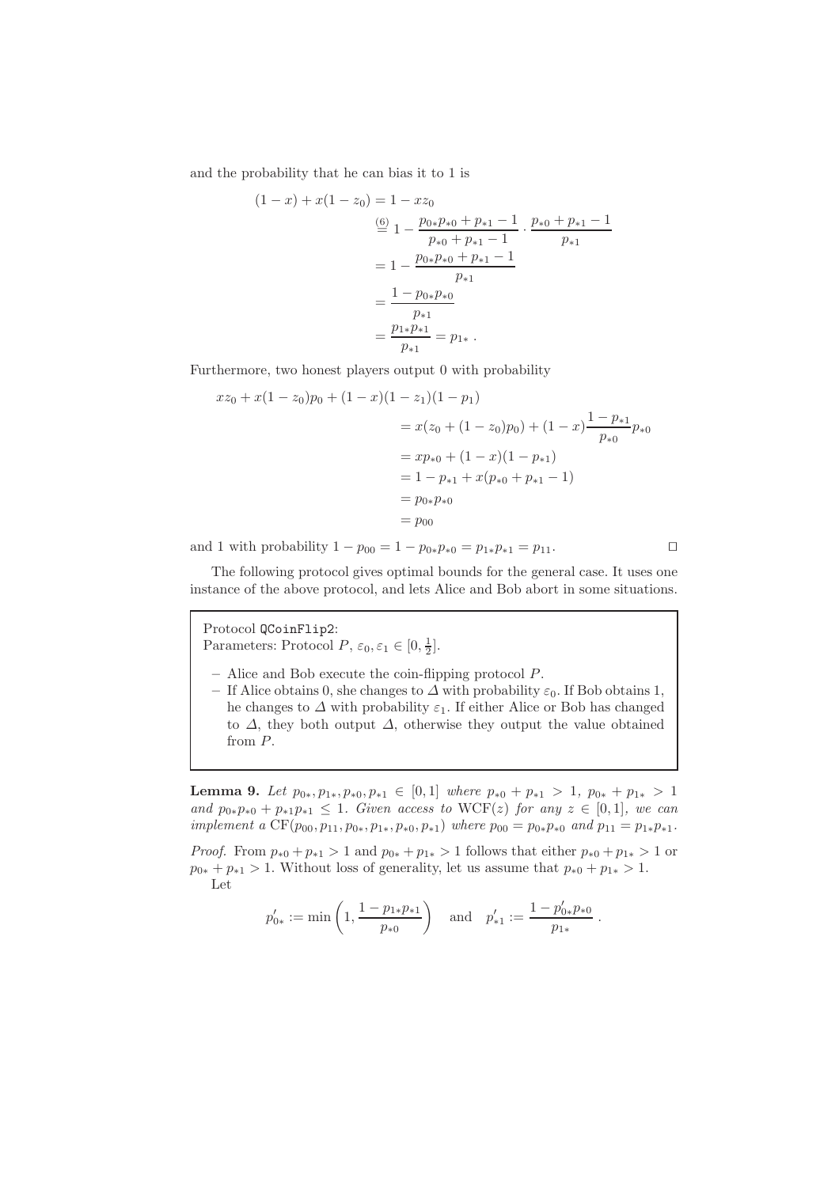and the probability that he can bias it to 1 is

$$
\begin{aligned}
(1-x) + x(1-z_0) &= 1 - xz_0 \\
&\overset{(6)}{=} 1 - \frac{p_{0*}p_{*0} + p_{*1} - 1}{p_{*0} + p_{*1} - 1} \cdot \frac{p_{*0} + p_{*1} - 1}{p_{*1}} \\
&= 1 - \frac{p_{0*}p_{*0} + p_{*1} - 1}{p_{*1}} \\
&= \frac{1 - p_{0*}p_{*0}}{p_{*1}} \\
&= \frac{p_{1*}p_{*1}}{p_{*1}} = p_{1*} \; .
\end{aligned}
$$

Furthermore, two honest players output 0 with probability

$$
\begin{aligned}
xz_0 + x(1-z_0)p_0 + (1-x)(1-z_1)(1-p_1) \\
&= x(z_0 + (1-z_0)p_0) + (1-x)\frac{1-p_{*1}}{p_{*0}}p_{*0} \\
&= xp_{*0} + (1-x)(1-p_{*1}) \\
&= 1 - p_{*1} + x(p_{*0} + p_{*1} - 1) \\
&= p_{0*}p_{*0} \\
&= p_{00}
\end{aligned}
$$

and 1 with probability $1 - p_{00} = 1 - p_{0*}p_{*0} = p_{1*}p_{*1} = p_{11}$. □

The following protocol gives optimal bounds for the general case. It uses one instance of the above protocol, and lets Alice and Bob abort in some situations.

> Protocol QCoinFlip2:
> Parameters: Protocol $P$, $\varepsilon_0, \varepsilon_1 \in [0, \frac{1}{2}]$.
>
> – Alice and Bob execute the coin-flipping protocol $P$.
>
> – If Alice obtains 0, she changes to $\Delta$ with probability $\varepsilon_0$. If Bob obtains 1, he changes to $\Delta$ with probability $\varepsilon_1$. If either Alice or Bob has changed to $\Delta$, they both output $\Delta$, otherwise they output the value obtained from $P$.

**Lemma 9.** *Let $p_{0*}, p_{1*}, p_{*0}, p_{*1} \in [0, 1]$ where $p_{*0} + p_{*1} > 1$, $p_{0*} + p_{1*} > 1$ and $p_{0*}p_{*0} + p_{*1}p_{1*} \leq 1$. Given access to $\mathrm{WCF}(z)$ for any $z \in [0, 1]$, we can implement a $\mathrm{CF}(p_{00}, p_{11}, p_{0*}, p_{1*}, p_{*0}, p_{*1})$ where $p_{00} = p_{0*}p_{*0}$ and $p_{11} = p_{1*}p_{*1}$.*

*Proof.* From $p_{*0} + p_{*1} > 1$ and $p_{0*} + p_{1*} > 1$ follows that either $p_{*0} + p_{1*} > 1$ or $p_{0*} + p_{*1} > 1$. Without loss of generality, let us assume that $p_{*0} + p_{1*} > 1$.

Let

$$
p'_{0*} := \min\left(1, \frac{1 - p_{1*}p_{*1}}{p_{*0}}\right) \quad \text{and} \quad p'_{*1} := \frac{1 - p'_{0*}p_{*0}}{p_{1*}} \; .
$$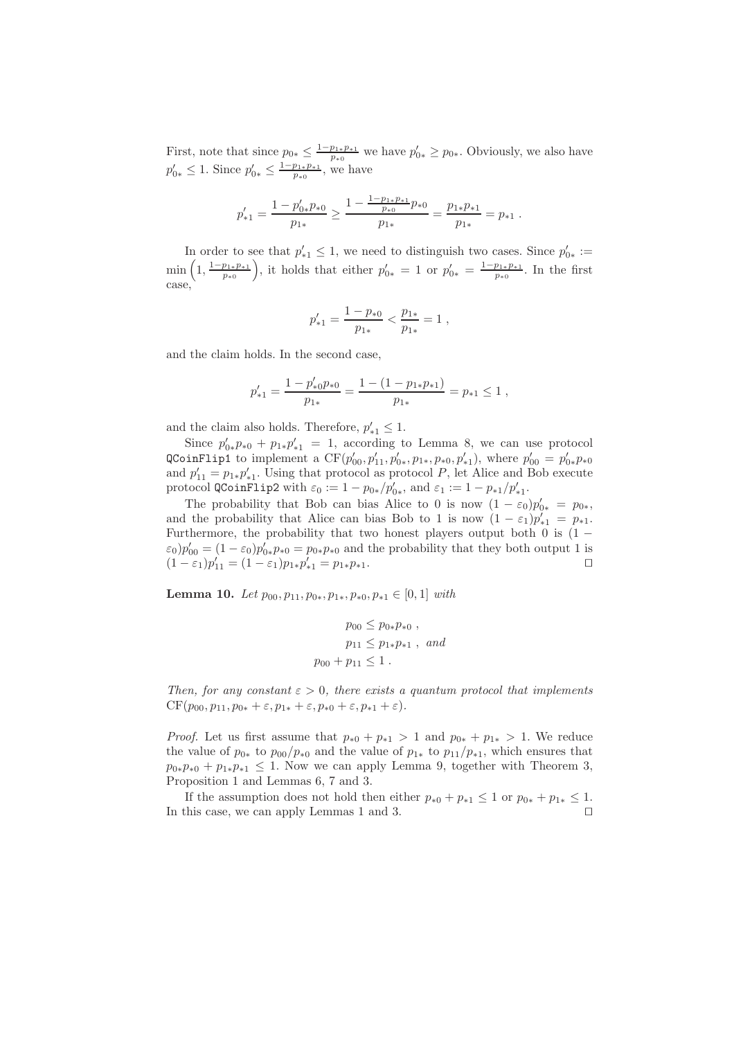First, note that since $p_{0*} \leq \frac{1-p_{1*}p_{*1}}{p_{*0}}$ we have $p'_{0*} \geq p_{0*}$. Obviously, we also have $p'_{0*} \leq 1$. Since $p'_{0*} \leq \frac{1-p_{1*}p_{*1}}{p_{*0}}$, we have

$$p'_{*1} = \frac{1 - p'_{0*}p_{*0}}{p_{1*}} \geq \frac{1 - \frac{1-p_{1*}p_{*1}}{p_{*0}}p_{*0}}{p_{1*}} = \frac{p_{1*}p_{*1}}{p_{1*}} = p_{*1} \ .$$

In order to see that $p'_{*1} \leq 1$, we need to distinguish two cases. Since $p'_{0*} := \min\left(1, \frac{1-p_{1*}p_{*1}}{p_{*0}}\right)$, it holds that either $p'_{0*} = 1$ or $p'_{0*} = \frac{1-p_{1*}p_{*1}}{p_{*0}}$. In the first case,

$$p'_{*1} = \frac{1 - p_{*0}}{p_{1*}} < \frac{p_{1*}}{p_{1*}} = 1 \ ,$$

and the claim holds. In the second case,

$$p'_{*1} = \frac{1 - p'_{*0}p_{*0}}{p_{1*}} = \frac{1 - (1 - p_{1*}p_{*1})}{p_{1*}} = p_{*1} \leq 1 \ ,$$

and the claim also holds. Therefore, $p'_{*1} \leq 1$.

Since $p'_{0*}p_{*0} + p_{1*}p'_{*1} = 1$, according to Lemma 8, we can use protocol `QCoinFlip1` to implement a $\mathrm{CF}(p'_{00}, p'_{11}, p'_{0*}, p_{1*}, p_{*0}, p'_{*1})$, where $p'_{00} = p'_{0*}p_{*0}$ and $p'_{11} = p_{1*}p'_{*1}$. Using that protocol as protocol $P$, let Alice and Bob execute protocol `QCoinFlip2` with $\varepsilon_0 := 1 - p_{0*}/p'_{0*}$, and $\varepsilon_1 := 1 - p_{*1}/p'_{*1}$.

The probability that Bob can bias Alice to 0 is now $(1 - \varepsilon_0)p'_{0*} = p_{0*}$, and the probability that Alice can bias Bob to 1 is now $(1 - \varepsilon_1)p'_{*1} = p_{*1}$. Furthermore, the probability that two honest players output both 0 is $(1 - \varepsilon_0)p'_{00} = (1 - \varepsilon_0)p'_{0*}p_{*0} = p_{0*}p_{*0}$ and the probability that they both output 1 is $(1 - \varepsilon_1)p'_{11} = (1 - \varepsilon_1)p_{1*}p'_{*1} = p_{1*}p_{*1}$. □

**Lemma 10.** *Let $p_{00}, p_{11}, p_{0*}, p_{1*}, p_{*0}, p_{*1} \in [0, 1]$ with*

$$\begin{aligned} p_{00} &\leq p_{0*}p_{*0} \ , \\ p_{11} &\leq p_{1*}p_{*1} \ , \ \text{and} \\ p_{00} + p_{11} &\leq 1 \ . \end{aligned}$$

*Then, for any constant $\varepsilon > 0$, there exists a quantum protocol that implements $\mathrm{CF}(p_{00}, p_{11}, p_{0*} + \varepsilon, p_{1*} + \varepsilon, p_{*0} + \varepsilon, p_{*1} + \varepsilon)$.*

*Proof.* Let us first assume that $p_{*0} + p_{*1} > 1$ and $p_{0*} + p_{1*} > 1$. We reduce the value of $p_{0*}$ to $p_{00}/p_{*0}$ and the value of $p_{1*}$ to $p_{11}/p_{*1}$, which ensures that $p_{0*}p_{*0} + p_{1*}p_{*1} \leq 1$. Now we can apply Lemma 9, together with Theorem 3, Proposition 1 and Lemmas 6, 7 and 3.

If the assumption does not hold then either $p_{*0} + p_{*1} \leq 1$ or $p_{0*} + p_{1*} \leq 1$. In this case, we can apply Lemmas 1 and 3. □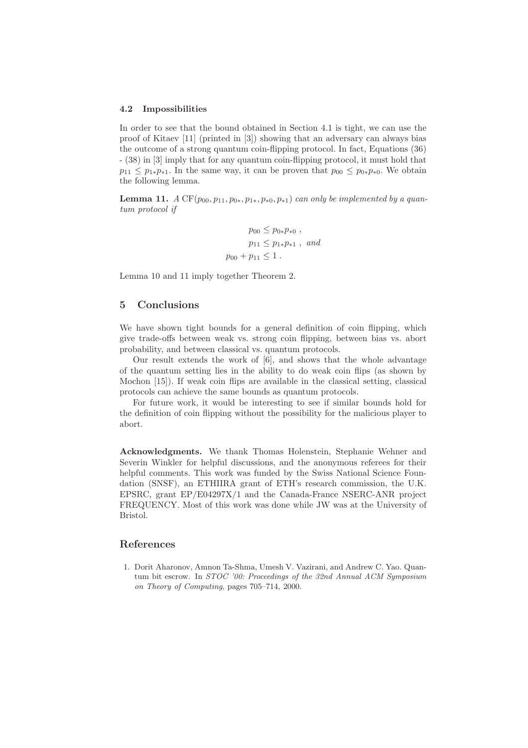### 4.2 Impossibilities

In order to see that the bound obtained in Section 4.1 is tight, we can use the proof of Kitaev [11] (printed in [3]) showing that an adversary can always bias the outcome of a strong quantum coin-flipping protocol. In fact, Equations (36) - (38) in [3] imply that for any quantum coin-flipping protocol, it must hold that $p_{11} \leq p_{1*}p_{*1}$. In the same way, it can be proven that $p_{00} \leq p_{0*}p_{*0}$. We obtain the following lemma.

**Lemma 11.** *A* $\mathrm{CF}(p_{00}, p_{11}, p_{0*}, p_{1*}, p_{*0}, p_{*1})$ *can only be implemented by a quantum protocol if*

$$
\begin{aligned}
p_{00} &\leq p_{0*}p_{*0} \;, \\
p_{11} &\leq p_{1*}p_{*1} \;, \text{ and} \\
p_{00} + p_{11} &\leq 1 \;.
\end{aligned}
$$

Lemma 10 and 11 imply together Theorem 2.

## 5 Conclusions

We have shown tight bounds for a general definition of coin flipping, which give trade-offs between weak vs. strong coin flipping, between bias vs. abort probability, and between classical vs. quantum protocols.

Our result extends the work of [6], and shows that the whole advantage of the quantum setting lies in the ability to do weak coin flips (as shown by Mochon [15]). If weak coin flips are available in the classical setting, classical protocols can achieve the same bounds as quantum protocols.

For future work, it would be interesting to see if similar bounds hold for the definition of coin flipping without the possibility for the malicious player to abort.

**Acknowledgments.** We thank Thomas Holenstein, Stephanie Wehner and Severin Winkler for helpful discussions, and the anonymous referees for their helpful comments. This work was funded by the Swiss National Science Foundation (SNSF), an ETHIIRA grant of ETH's research commission, the U.K. EPSRC, grant EP/E04297X/1 and the Canada-France NSERC-ANR project FREQUENCY. Most of this work was done while JW was at the University of Bristol.

## References

1. Dorit Aharonov, Amnon Ta-Shma, Umesh V. Vazirani, and Andrew C. Yao. Quantum bit escrow. In *STOC '00: Proceedings of the 32nd Annual ACM Symposium on Theory of Computing*, pages 705–714, 2000.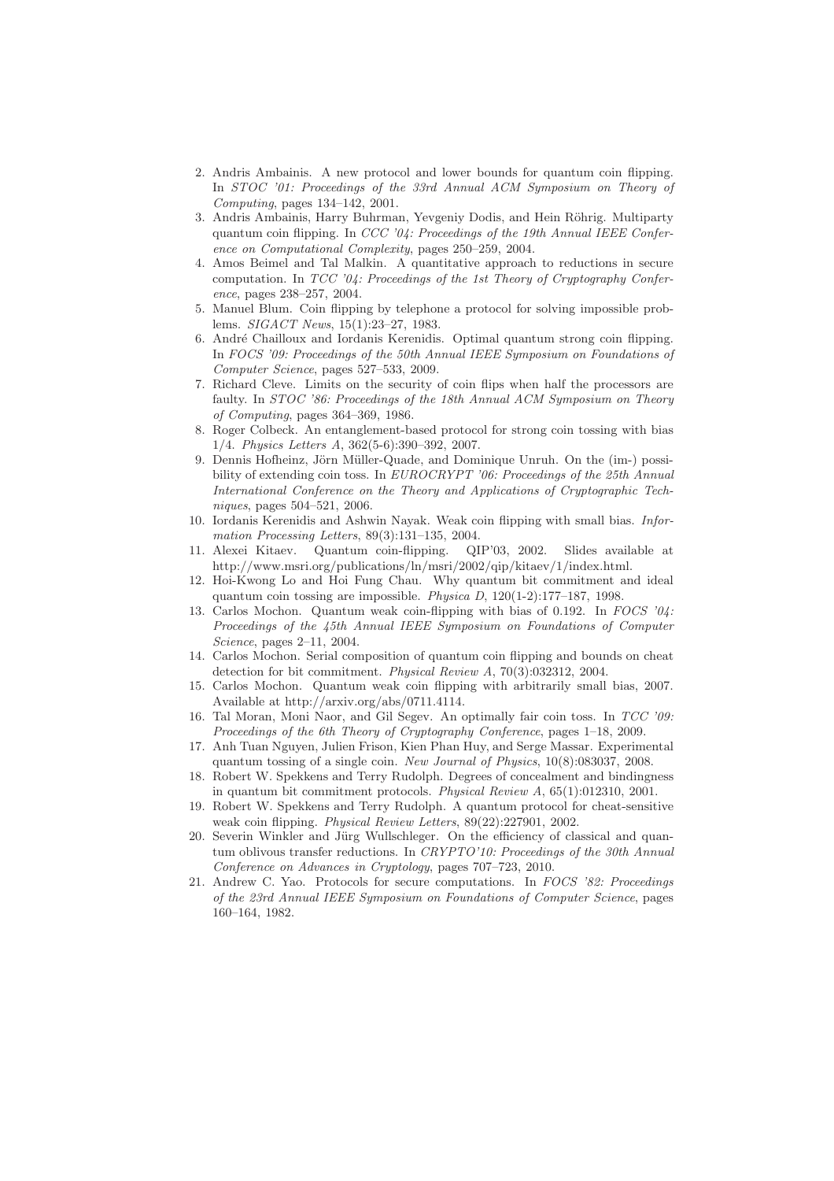2. Andris Ambainis. A new protocol and lower bounds for quantum coin flipping. In *STOC '01: Proceedings of the 33rd Annual ACM Symposium on Theory of Computing*, pages 134–142, 2001.
3. Andris Ambainis, Harry Buhrman, Yevgeniy Dodis, and Hein Röhrig. Multiparty quantum coin flipping. In *CCC '04: Proceedings of the 19th Annual IEEE Conference on Computational Complexity*, pages 250–259, 2004.
4. Amos Beimel and Tal Malkin. A quantitative approach to reductions in secure computation. In *TCC '04: Proceedings of the 1st Theory of Cryptography Conference*, pages 238–257, 2004.
5. Manuel Blum. Coin flipping by telephone a protocol for solving impossible problems. *SIGACT News*, 15(1):23–27, 1983.
6. André Chailloux and Iordanis Kerenidis. Optimal quantum strong coin flipping. In *FOCS '09: Proceedings of the 50th Annual IEEE Symposium on Foundations of Computer Science*, pages 527–533, 2009.
7. Richard Cleve. Limits on the security of coin flips when half the processors are faulty. In *STOC '86: Proceedings of the 18th Annual ACM Symposium on Theory of Computing*, pages 364–369, 1986.
8. Roger Colbeck. An entanglement-based protocol for strong coin tossing with bias 1/4. *Physics Letters A*, 362(5-6):390–392, 2007.
9. Dennis Hofheinz, Jörn Müller-Quade, and Dominique Unruh. On the (im-) possibility of extending coin toss. In *EUROCRYPT '06: Proceedings of the 25th Annual International Conference on the Theory and Applications of Cryptographic Techniques*, pages 504–521, 2006.
10. Iordanis Kerenidis and Ashwin Nayak. Weak coin flipping with small bias. *Information Processing Letters*, 89(3):131–135, 2004.
11. Alexei Kitaev. Quantum coin-flipping. QIP'03, 2002. Slides available at http://www.msri.org/publications/ln/msri/2002/qip/kitaev/1/index.html.
12. Hoi-Kwong Lo and Hoi Fung Chau. Why quantum bit commitment and ideal quantum coin tossing are impossible. *Physica D*, 120(1-2):177–187, 1998.
13. Carlos Mochon. Quantum weak coin-flipping with bias of 0.192. In *FOCS '04: Proceedings of the 45th Annual IEEE Symposium on Foundations of Computer Science*, pages 2–11, 2004.
14. Carlos Mochon. Serial composition of quantum coin flipping and bounds on cheat detection for bit commitment. *Physical Review A*, 70(3):032312, 2004.
15. Carlos Mochon. Quantum weak coin flipping with arbitrarily small bias, 2007. Available at http://arxiv.org/abs/0711.4114.
16. Tal Moran, Moni Naor, and Gil Segev. An optimally fair coin toss. In *TCC '09: Proceedings of the 6th Theory of Cryptography Conference*, pages 1–18, 2009.
17. Anh Tuan Nguyen, Julien Frison, Kien Phan Huy, and Serge Massar. Experimental quantum tossing of a single coin. *New Journal of Physics*, 10(8):083037, 2008.
18. Robert W. Spekkens and Terry Rudolph. Degrees of concealment and bindingness in quantum bit commitment protocols. *Physical Review A*, 65(1):012310, 2001.
19. Robert W. Spekkens and Terry Rudolph. A quantum protocol for cheat-sensitive weak coin flipping. *Physical Review Letters*, 89(22):227901, 2002.
20. Severin Winkler and Jürg Wullschleger. On the efficiency of classical and quantum oblivous transfer reductions. In *CRYPTO'10: Proceedings of the 30th Annual Conference on Advances in Cryptology*, pages 707–723, 2010.
21. Andrew C. Yao. Protocols for secure computations. In *FOCS '82: Proceedings of the 23rd Annual IEEE Symposium on Foundations of Computer Science*, pages 160–164, 1982.